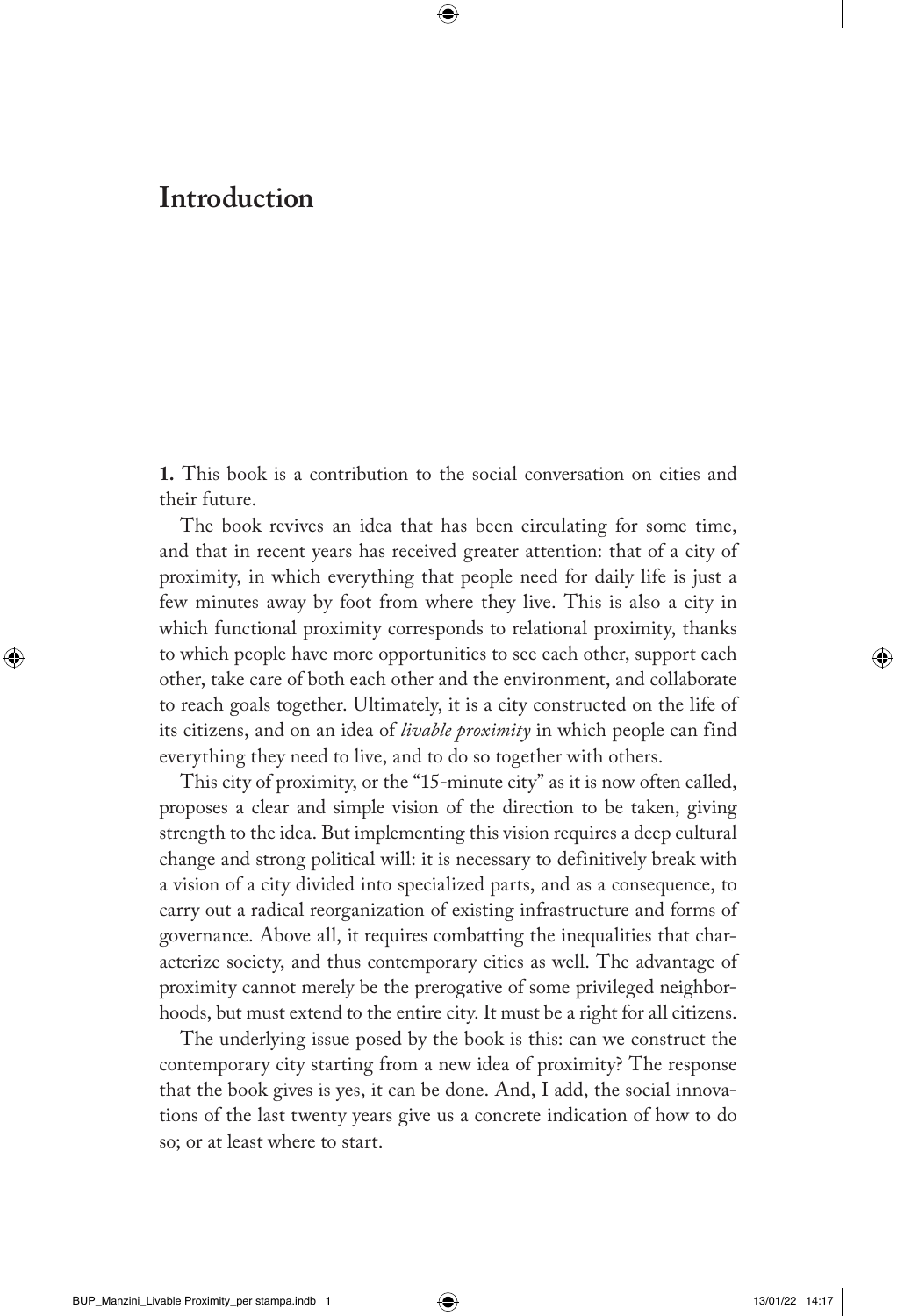# Introduction

**1.** This book is a contribution to the social conversation on cities and their future.

The book revives an idea that has been circulating for some time, and that in recent years has received greater attention: that of a city of proximity, in which everything that people need for daily life is just a few minutes away by foot from where they live. This is also a city in which functional proximity corresponds to relational proximity, thanks to which people have more opportunities to see each other, support each other, take care of both each other and the environment, and collaborate to reach goals together. Ultimately, it is a city constructed on the life of its citizens, and on an idea of *livable proximity* in which people can find everything they need to live, and to do so together with others.

This city of proximity, or the "15-minute city" as it is now often called, proposes a clear and simple vision of the direction to be taken, giving strength to the idea. But implementing this vision requires a deep cultural change and strong political will: it is necessary to definitively break with a vision of a city divided into specialized parts, and as a consequence, to carry out a radical reorganization of existing infrastructure and forms of governance. Above all, it requires combatting the inequalities that characterize society, and thus contemporary cities as well. The advantage of proximity cannot merely be the prerogative of some privileged neighborhoods, but must extend to the entire city. It must be a right for all citizens.

The underlying issue posed by the book is this: can we construct the contemporary city starting from a new idea of proximity? The response that the book gives is yes, it can be done. And, I add, the social innovations of the last twenty years give us a concrete indication of how to do so; or at least where to start.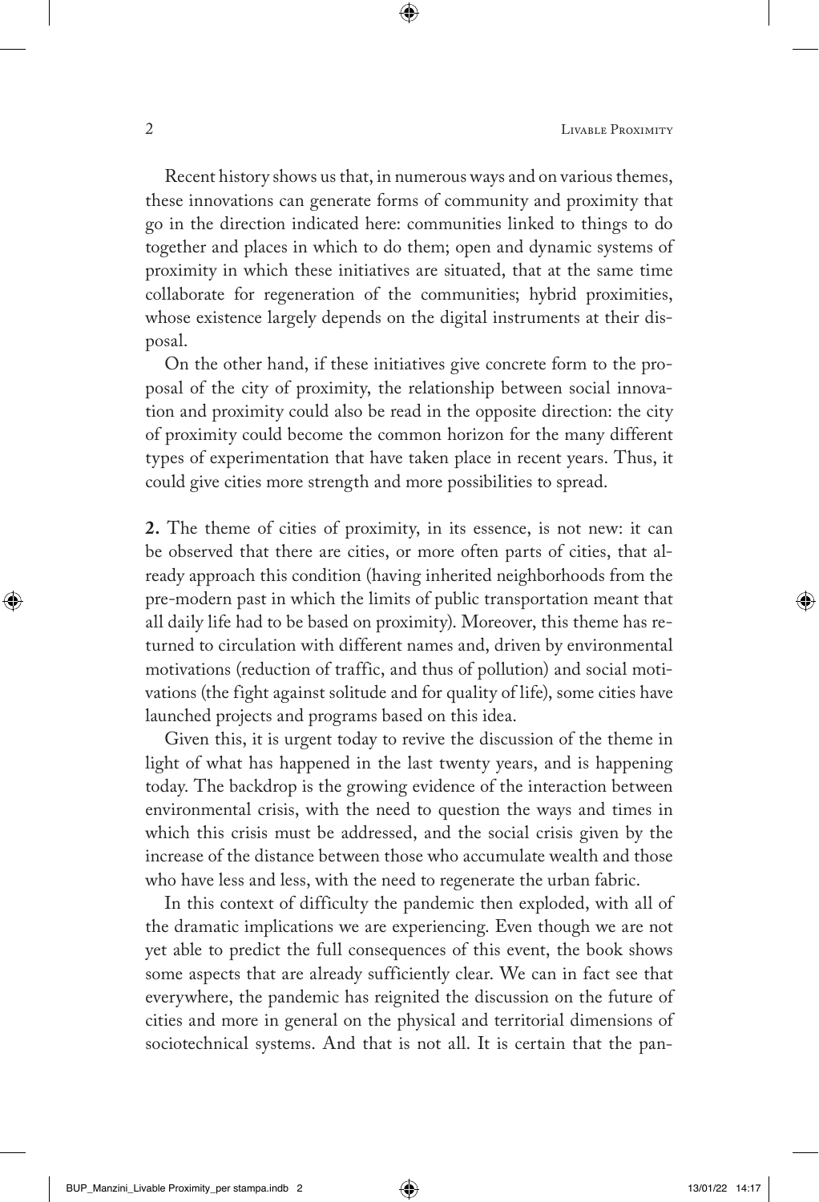Recent history shows us that, in numerous ways and on various themes, these innovations can generate forms of community and proximity that go in the direction indicated here: communities linked to things to do together and places in which to do them; open and dynamic systems of proximity in which these initiatives are situated, that at the same time collaborate for regeneration of the communities; hybrid proximities, whose existence largely depends on the digital instruments at their disposal.

On the other hand, if these initiatives give concrete form to the proposal of the city of proximity, the relationship between social innovation and proximity could also be read in the opposite direction: the city of proximity could become the common horizon for the many different types of experimentation that have taken place in recent years. Thus, it could give cities more strength and more possibilities to spread.

**2.** The theme of cities of proximity, in its essence, is not new: it can be observed that there are cities, or more often parts of cities, that already approach this condition (having inherited neighborhoods from the pre-modern past in which the limits of public transportation meant that all daily life had to be based on proximity). Moreover, this theme has returned to circulation with different names and, driven by environmental motivations (reduction of traffic, and thus of pollution) and social motivations (the fight against solitude and for quality of life), some cities have launched projects and programs based on this idea.

Given this, it is urgent today to revive the discussion of the theme in light of what has happened in the last twenty years, and is happening today. The backdrop is the growing evidence of the interaction between environmental crisis, with the need to question the ways and times in which this crisis must be addressed, and the social crisis given by the increase of the distance between those who accumulate wealth and those who have less and less, with the need to regenerate the urban fabric.

In this context of difficulty the pandemic then exploded, with all of the dramatic implications we are experiencing. Even though we are not yet able to predict the full consequences of this event, the book shows some aspects that are already sufficiently clear. We can in fact see that everywhere, the pandemic has reignited the discussion on the future of cities and more in general on the physical and territorial dimensions of sociotechnical systems. And that is not all. It is certain that the pan-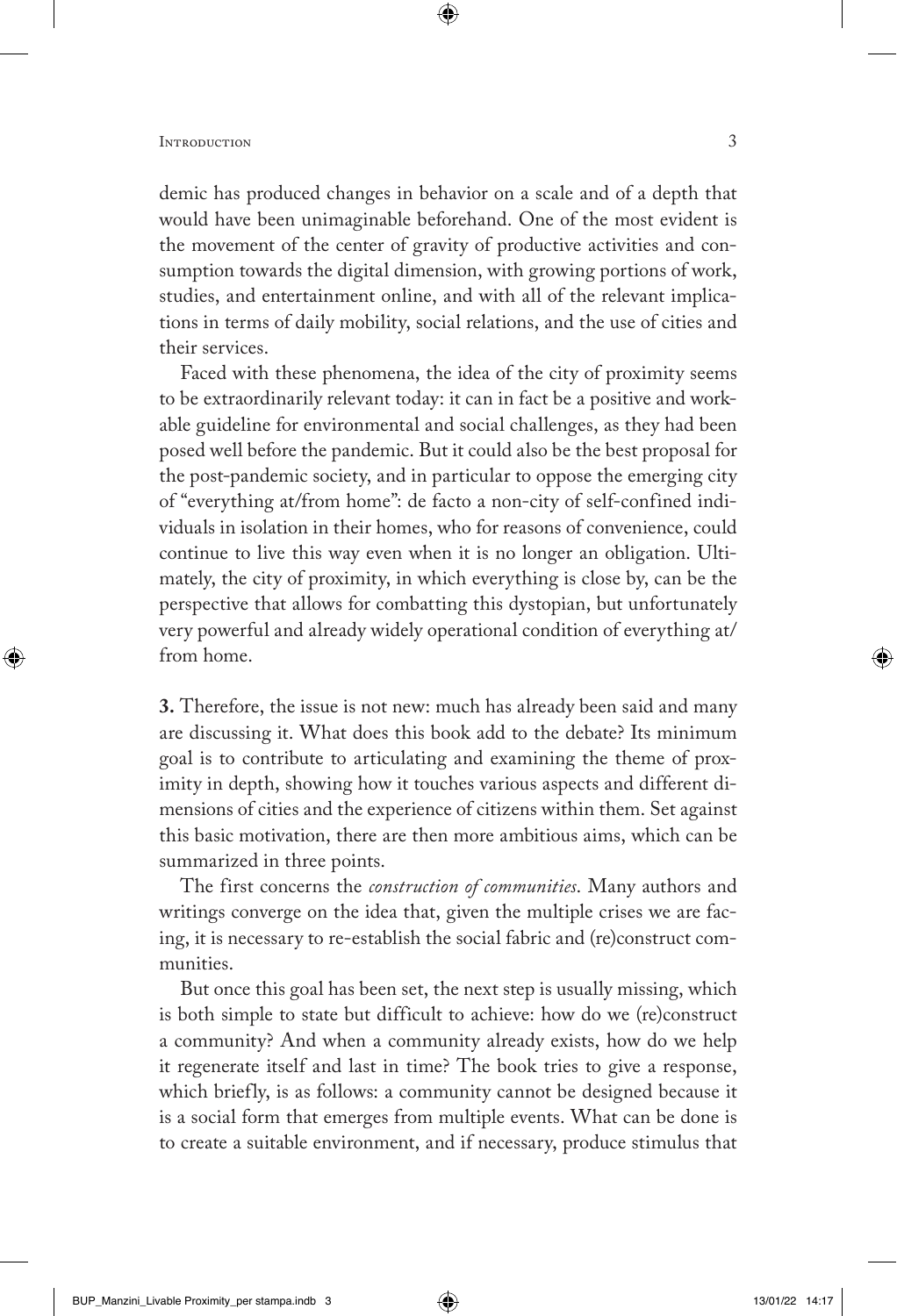demic has produced changes in behavior on a scale and of a depth that would have been unimaginable beforehand. One of the most evident is the movement of the center of gravity of productive activities and consumption towards the digital dimension, with growing portions of work, studies, and entertainment online, and with all of the relevant implications in terms of daily mobility, social relations, and the use of cities and their services.

Faced with these phenomena, the idea of the city of proximity seems to be extraordinarily relevant today: it can in fact be a positive and workable guideline for environmental and social challenges, as they had been posed well before the pandemic. But it could also be the best proposal for the post-pandemic society, and in particular to oppose the emerging city of "everything at/from home": de facto a non-city of self-confined individuals in isolation in their homes, who for reasons of convenience, could continue to live this way even when it is no longer an obligation. Ultimately, the city of proximity, in which everything is close by, can be the perspective that allows for combatting this dystopian, but unfortunately very powerful and already widely operational condition of everything at/from home.

**3.** Therefore, the issue is not new: much has already been said and many are discussing it. What does this book add to the debate? Its minimum goal is to contribute to articulating and examining the theme of proximity in depth, showing how it touches various aspects and different dimensions of cities and the experience of citizens within them. Set against this basic motivation, there are then more ambitious aims, which can be summarized in three points.

The first concerns the *construction of communities*. Many authors and writings converge on the idea that, given the multiple crises we are facing, it is necessary to re-establish the social fabric and (re)construct communities.

But once this goal has been set, the next step is usually missing, which is both simple to state but difficult to achieve: how do we (re)construct a community? And when a community already exists, how do we help it regenerate itself and last in time? The book tries to give a response, which briefly, is as follows: a community cannot be designed because it is a social form that emerges from multiple events. What can be done is to create a suitable environment, and if necessary, produce stimulus that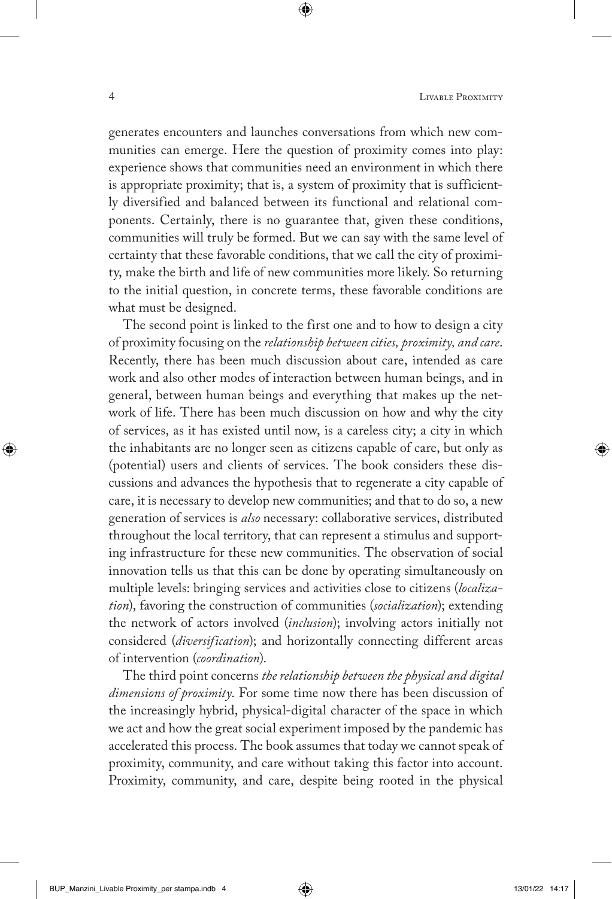generates encounters and launches conversations from which new communities can emerge. Here the question of proximity comes into play: experience shows that communities need an environment in which there is appropriate proximity; that is, a system of proximity that is sufficiently diversified and balanced between its functional and relational components. Certainly, there is no guarantee that, given these conditions, communities will truly be formed. But we can say with the same level of certainty that these favorable conditions, that we call the city of proximity, make the birth and life of new communities more likely. So returning to the initial question, in concrete terms, these favorable conditions are what must be designed.

The second point is linked to the first one and to how to design a city of proximity focusing on the *relationship between cities, proximity, and care*. Recently, there has been much discussion about care, intended as care work and also other modes of interaction between human beings, and in general, between human beings and everything that makes up the network of life. There has been much discussion on how and why the city of services, as it has existed until now, is a careless city; a city in which the inhabitants are no longer seen as citizens capable of care, but only as (potential) users and clients of services. The book considers these discussions and advances the hypothesis that to regenerate a city capable of care, it is necessary to develop new communities; and that to do so, a new generation of services is *also* necessary: collaborative services, distributed throughout the local territory, that can represent a stimulus and supporting infrastructure for these new communities. The observation of social innovation tells us that this can be done by operating simultaneously on multiple levels: bringing services and activities close to citizens (*localization*), favoring the construction of communities (*socialization*); extending the network of actors involved (*inclusion*); involving actors initially not considered (*diversification*); and horizontally connecting different areas of intervention (*coordination*).

The third point concerns *the relationship between the physical and digital dimensions of proximity*. For some time now there has been discussion of the increasingly hybrid, physical-digital character of the space in which we act and how the great social experiment imposed by the pandemic has accelerated this process. The book assumes that today we cannot speak of proximity, community, and care without taking this factor into account. Proximity, community, and care, despite being rooted in the physical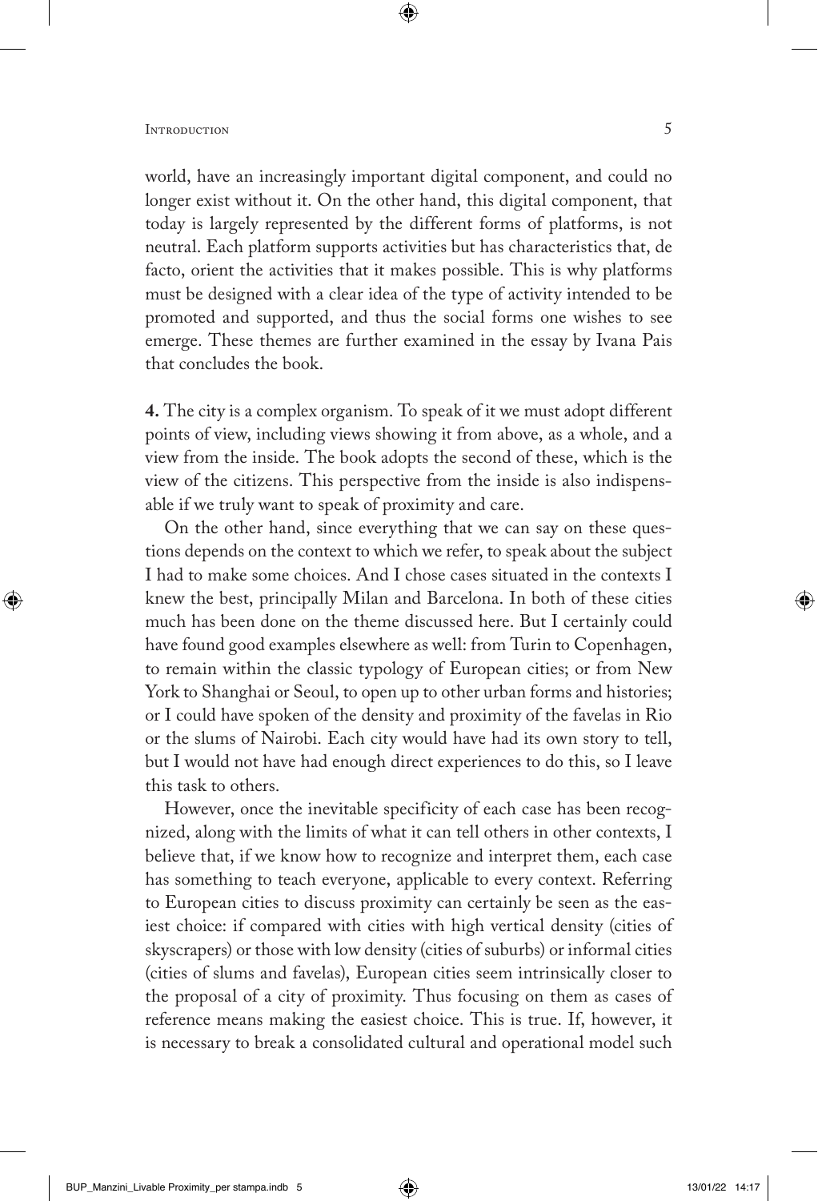world, have an increasingly important digital component, and could no longer exist without it. On the other hand, this digital component, that today is largely represented by the different forms of platforms, is not neutral. Each platform supports activities but has characteristics that, de facto, orient the activities that it makes possible. This is why platforms must be designed with a clear idea of the type of activity intended to be promoted and supported, and thus the social forms one wishes to see emerge. These themes are further examined in the essay by Ivana Pais that concludes the book.

**4.** The city is a complex organism. To speak of it we must adopt different points of view, including views showing it from above, as a whole, and a view from the inside. The book adopts the second of these, which is the view of the citizens. This perspective from the inside is also indispensable if we truly want to speak of proximity and care.

On the other hand, since everything that we can say on these questions depends on the context to which we refer, to speak about the subject I had to make some choices. And I chose cases situated in the contexts I knew the best, principally Milan and Barcelona. In both of these cities much has been done on the theme discussed here. But I certainly could have found good examples elsewhere as well: from Turin to Copenhagen, to remain within the classic typology of European cities; or from New York to Shanghai or Seoul, to open up to other urban forms and histories; or I could have spoken of the density and proximity of the favelas in Rio or the slums of Nairobi. Each city would have had its own story to tell, but I would not have had enough direct experiences to do this, so I leave this task to others.

However, once the inevitable specificity of each case has been recognized, along with the limits of what it can tell others in other contexts, I believe that, if we know how to recognize and interpret them, each case has something to teach everyone, applicable to every context. Referring to European cities to discuss proximity can certainly be seen as the easiest choice: if compared with cities with high vertical density (cities of skyscrapers) or those with low density (cities of suburbs) or informal cities (cities of slums and favelas), European cities seem intrinsically closer to the proposal of a city of proximity. Thus focusing on them as cases of reference means making the easiest choice. This is true. If, however, it is necessary to break a consolidated cultural and operational model such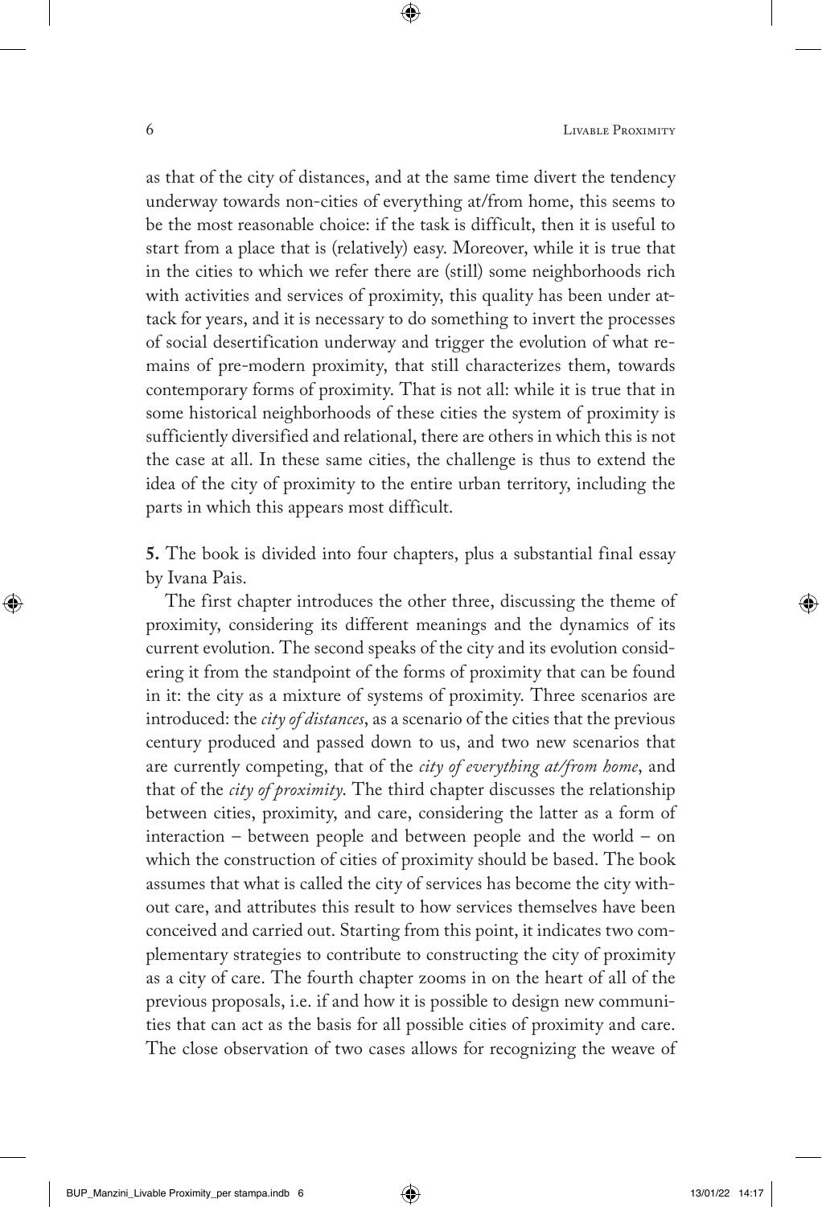as that of the city of distances, and at the same time divert the tendency underway towards non-cities of everything at/from home, this seems to be the most reasonable choice: if the task is difficult, then it is useful to start from a place that is (relatively) easy. Moreover, while it is true that in the cities to which we refer there are (still) some neighborhoods rich with activities and services of proximity, this quality has been under attack for years, and it is necessary to do something to invert the processes of social desertification underway and trigger the evolution of what remains of pre-modern proximity, that still characterizes them, towards contemporary forms of proximity. That is not all: while it is true that in some historical neighborhoods of these cities the system of proximity is sufficiently diversified and relational, there are others in which this is not the case at all. In these same cities, the challenge is thus to extend the idea of the city of proximity to the entire urban territory, including the parts in which this appears most difficult.

**5.** The book is divided into four chapters, plus a substantial final essay by Ivana Pais.

The first chapter introduces the other three, discussing the theme of proximity, considering its different meanings and the dynamics of its current evolution. The second speaks of the city and its evolution considering it from the standpoint of the forms of proximity that can be found in it: the city as a mixture of systems of proximity. Three scenarios are introduced: the *city of distances*, as a scenario of the cities that the previous century produced and passed down to us, and two new scenarios that are currently competing, that of the *city of everything at/from home*, and that of the *city of proximity*. The third chapter discusses the relationship between cities, proximity, and care, considering the latter as a form of interaction – between people and between people and the world – on which the construction of cities of proximity should be based. The book assumes that what is called the city of services has become the city without care, and attributes this result to how services themselves have been conceived and carried out. Starting from this point, it indicates two complementary strategies to contribute to constructing the city of proximity as a city of care. The fourth chapter zooms in on the heart of all of the previous proposals, i.e. if and how it is possible to design new communities that can act as the basis for all possible cities of proximity and care. The close observation of two cases allows for recognizing the weave of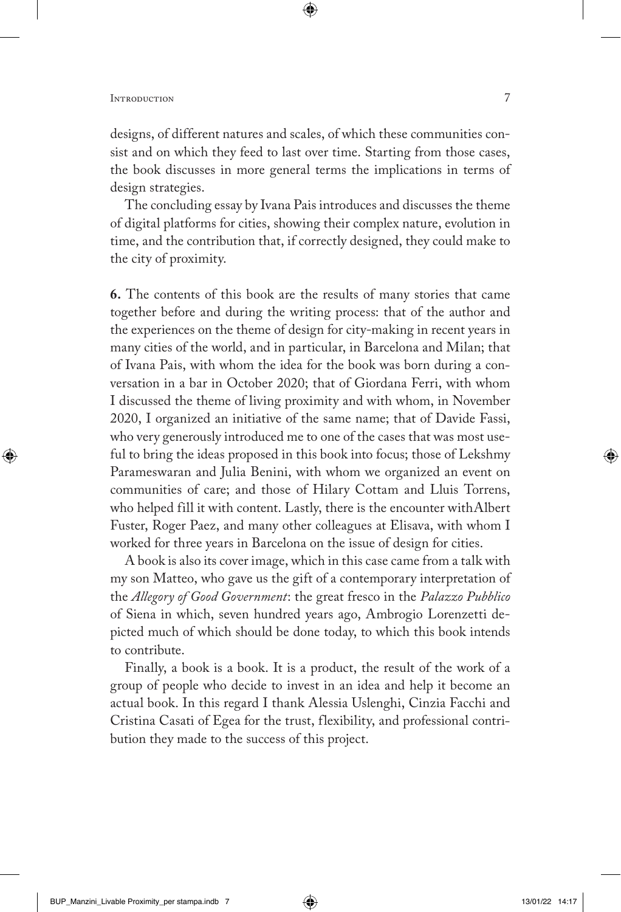designs, of different natures and scales, of which these communities consist and on which they feed to last over time. Starting from those cases, the book discusses in more general terms the implications in terms of design strategies.

The concluding essay by Ivana Pais introduces and discusses the theme of digital platforms for cities, showing their complex nature, evolution in time, and the contribution that, if correctly designed, they could make to the city of proximity.

**6.** The contents of this book are the results of many stories that came together before and during the writing process: that of the author and the experiences on the theme of design for city-making in recent years in many cities of the world, and in particular, in Barcelona and Milan; that of Ivana Pais, with whom the idea for the book was born during a conversation in a bar in October 2020; that of Giordana Ferri, with whom I discussed the theme of living proximity and with whom, in November 2020, I organized an initiative of the same name; that of Davide Fassi, who very generously introduced me to one of the cases that was most useful to bring the ideas proposed in this book into focus; those of Lekshmy Parameswaran and Julia Benini, with whom we organized an event on communities of care; and those of Hilary Cottam and Lluis Torrens, who helped fill it with content. Lastly, there is the encounter withAlbert Fuster, Roger Paez, and many other colleagues at Elisava, with whom I worked for three years in Barcelona on the issue of design for cities.

A book is also its cover image, which in this case came from a talk with my son Matteo, who gave us the gift of a contemporary interpretation of the *Allegory of Good Government*: the great fresco in the *Palazzo Pubblico* of Siena in which, seven hundred years ago, Ambrogio Lorenzetti depicted much of which should be done today, to which this book intends to contribute.

Finally, a book is a book. It is a product, the result of the work of a group of people who decide to invest in an idea and help it become an actual book. In this regard I thank Alessia Uslenghi, Cinzia Facchi and Cristina Casati of Egea for the trust, flexibility, and professional contribution they made to the success of this project.